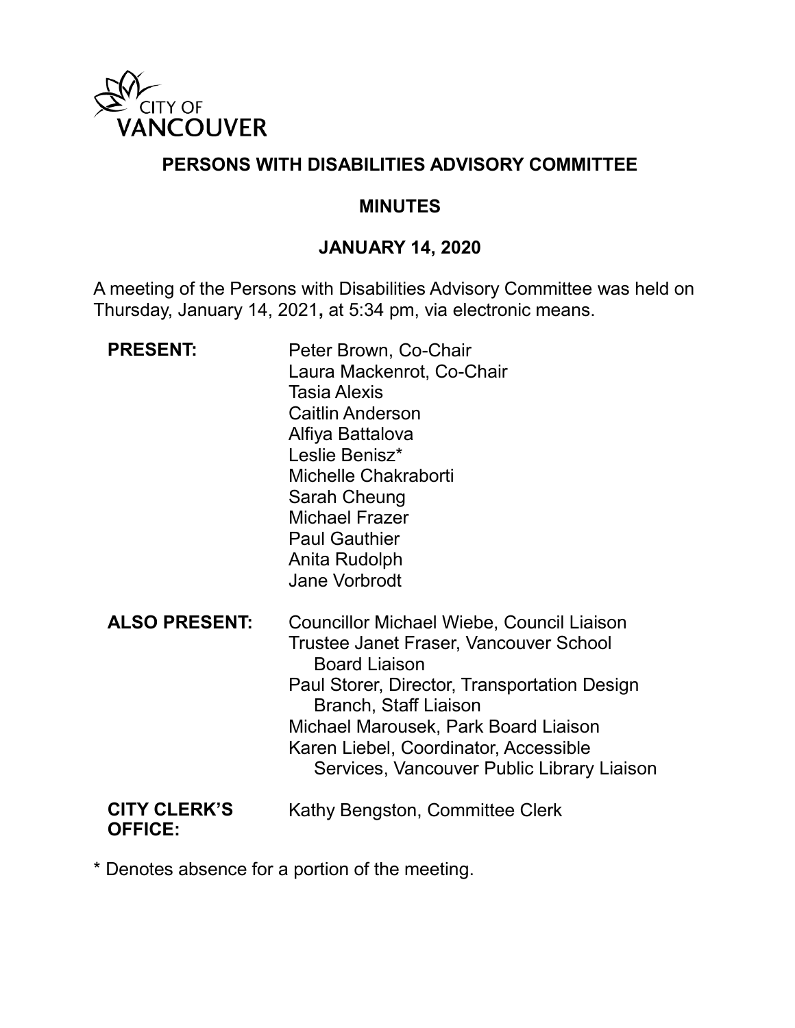CITY OF VANCOUVER

# PERSONS WITH DISABILITIES ADVISORY COMMITTEE

## MINUTES

## JANUARY 14, 2020

A meeting of the Persons with Disabilities Advisory Committee was held on Thursday, January 14, 2021**,** at 5:34 pm, via electronic means.

**PRESENT:**

Peter Brown, Co-Chair
Laura Mackenrot, Co-Chair
Tasia Alexis
Caitlin Anderson
Alfiya Battalova
Leslie Benisz*
Michelle Chakraborti
Sarah Cheung
Michael Frazer
Paul Gauthier
Anita Rudolph
Jane Vorbrodt

**ALSO PRESENT:**

Councillor Michael Wiebe, Council Liaison
Trustee Janet Fraser, Vancouver School Board Liaison
Paul Storer, Director, Transportation Design Branch, Staff Liaison
Michael Marousek, Park Board Liaison
Karen Liebel, Coordinator, Accessible Services, Vancouver Public Library Liaison

**CITY CLERK'S OFFICE:**

Kathy Bengston, Committee Clerk

* Denotes absence for a portion of the meeting.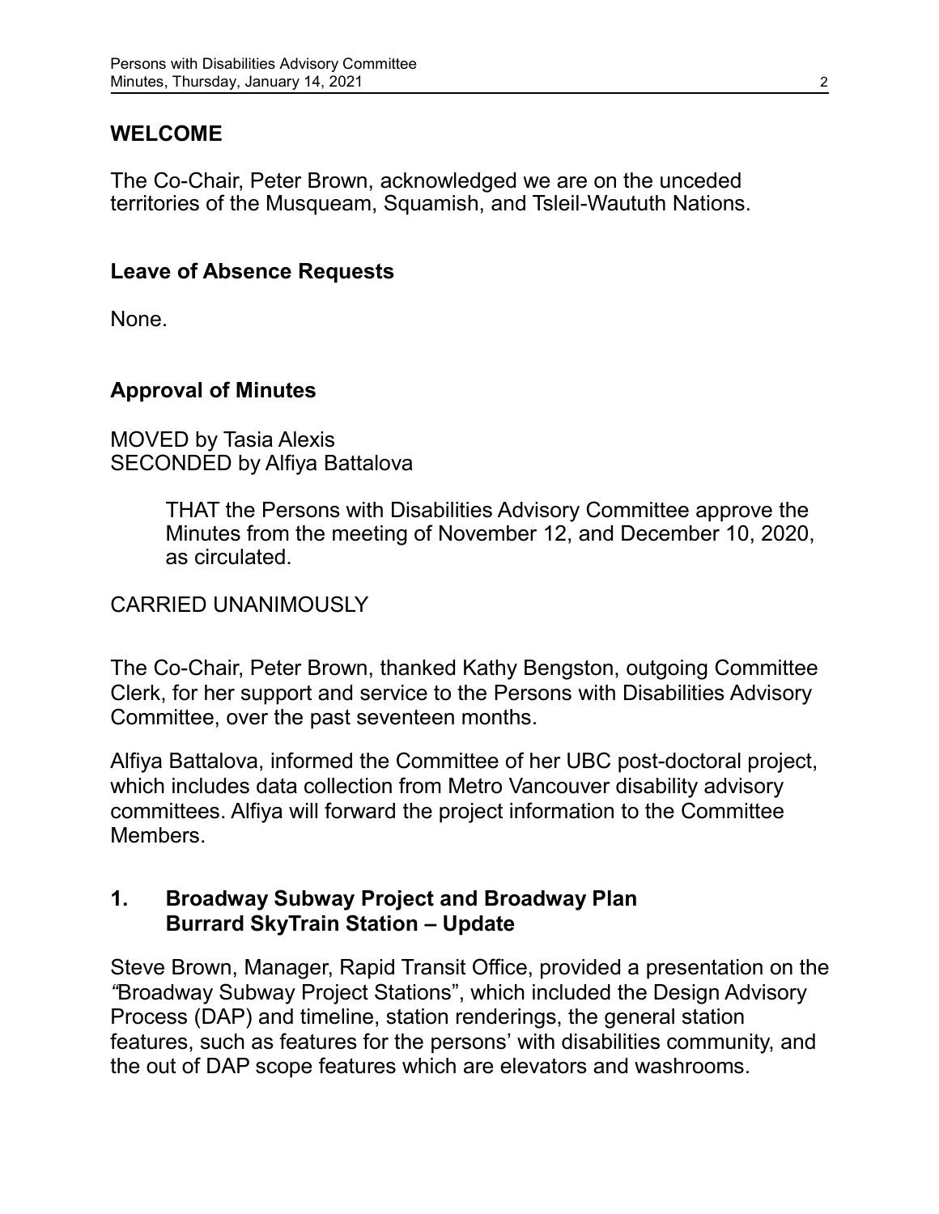## WELCOME

The Co-Chair, Peter Brown, acknowledged we are on the unceded territories of the Musqueam, Squamish, and Tsleil-Waututh Nations.

## Leave of Absence Requests

None.

## Approval of Minutes

MOVED by Tasia Alexis
SECONDED by Alfiya Battalova

> THAT the Persons with Disabilities Advisory Committee approve the Minutes from the meeting of November 12, and December 10, 2020, as circulated.

CARRIED UNANIMOUSLY

The Co-Chair, Peter Brown, thanked Kathy Bengston, outgoing Committee Clerk, for her support and service to the Persons with Disabilities Advisory Committee, over the past seventeen months.

Alfiya Battalova, informed the Committee of her UBC post-doctoral project, which includes data collection from Metro Vancouver disability advisory committees. Alfiya will forward the project information to the Committee Members.

## 1. Broadway Subway Project and Broadway Plan Burrard SkyTrain Station – Update

Steve Brown, Manager, Rapid Transit Office, provided a presentation on the "Broadway Subway Project Stations", which included the Design Advisory Process (DAP) and timeline, station renderings, the general station features, such as features for the persons' with disabilities community, and the out of DAP scope features which are elevators and washrooms.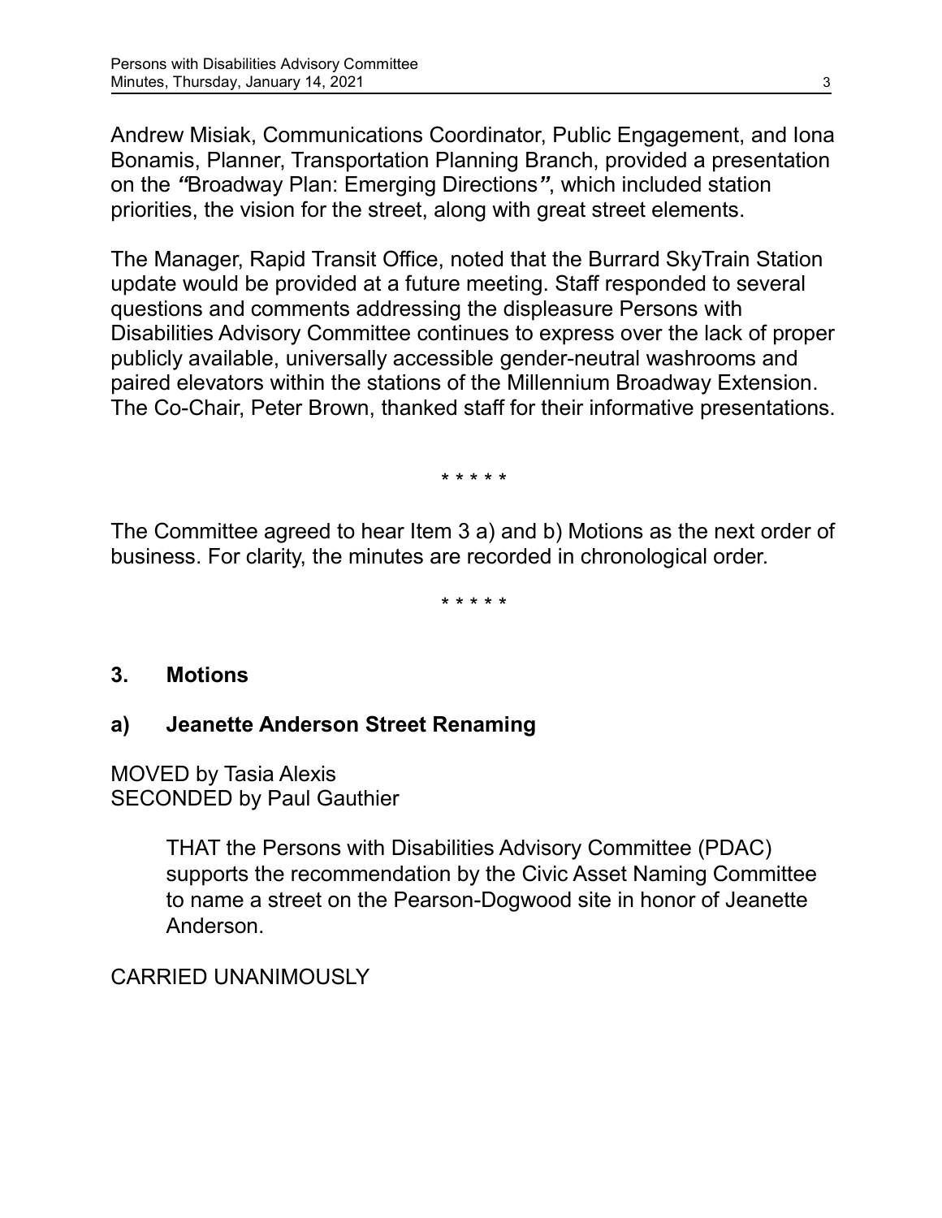Andrew Misiak, Communications Coordinator, Public Engagement, and Iona Bonamis, Planner, Transportation Planning Branch, provided a presentation on the ***"***Broadway Plan: Emerging Directions***"***, which included station priorities, the vision for the street, along with great street elements.

The Manager, Rapid Transit Office, noted that the Burrard SkyTrain Station update would be provided at a future meeting. Staff responded to several questions and comments addressing the displeasure Persons with Disabilities Advisory Committee continues to express over the lack of proper publicly available, universally accessible gender-neutral washrooms and paired elevators within the stations of the Millennium Broadway Extension. The Co-Chair, Peter Brown, thanked staff for their informative presentations.

\* \* \* \* \*

The Committee agreed to hear Item 3 a) and b) Motions as the next order of business. For clarity, the minutes are recorded in chronological order.

\* \* \* \* \*

## 3. Motions

### a) Jeanette Anderson Street Renaming

MOVED by Tasia Alexis
SECONDED by Paul Gauthier

> THAT the Persons with Disabilities Advisory Committee (PDAC) supports the recommendation by the Civic Asset Naming Committee to name a street on the Pearson-Dogwood site in honor of Jeanette Anderson.

CARRIED UNANIMOUSLY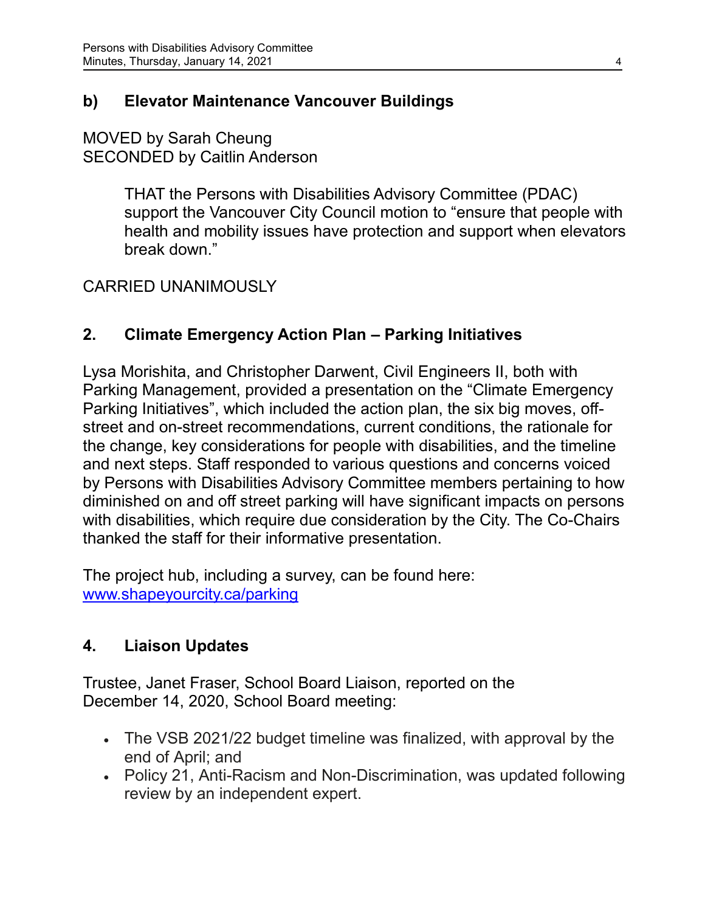### b) Elevator Maintenance Vancouver Buildings

MOVED by Sarah Cheung
SECONDED by Caitlin Anderson

> THAT the Persons with Disabilities Advisory Committee (PDAC) support the Vancouver City Council motion to "ensure that people with health and mobility issues have protection and support when elevators break down."

CARRIED UNANIMOUSLY

## 2. Climate Emergency Action Plan – Parking Initiatives

Lysa Morishita, and Christopher Darwent, Civil Engineers II, both with Parking Management, provided a presentation on the "Climate Emergency Parking Initiatives", which included the action plan, the six big moves, off-street and on-street recommendations, current conditions, the rationale for the change, key considerations for people with disabilities, and the timeline and next steps. Staff responded to various questions and concerns voiced by Persons with Disabilities Advisory Committee members pertaining to how diminished on and off street parking will have significant impacts on persons with disabilities, which require due consideration by the City. The Co-Chairs thanked the staff for their informative presentation.

The project hub, including a survey, can be found here:
[www.shapeyourcity.ca/parking](http://www.shapeyourcity.ca/parking)

## 4. Liaison Updates

Trustee, Janet Fraser, School Board Liaison, reported on the December 14, 2020, School Board meeting:

- The VSB 2021/22 budget timeline was finalized, with approval by the end of April; and
- Policy 21, Anti-Racism and Non-Discrimination, was updated following review by an independent expert.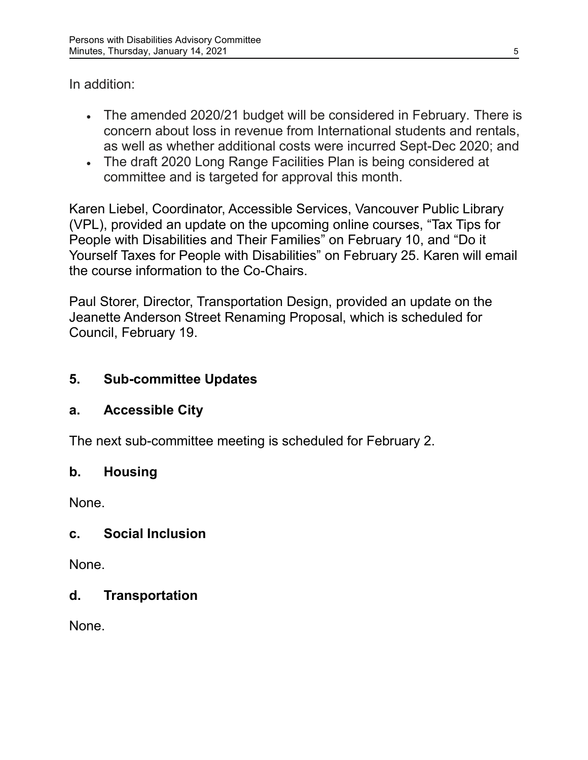In addition:

- The amended 2020/21 budget will be considered in February. There is concern about loss in revenue from International students and rentals, as well as whether additional costs were incurred Sept-Dec 2020; and
- The draft 2020 Long Range Facilities Plan is being considered at committee and is targeted for approval this month.

Karen Liebel, Coordinator, Accessible Services, Vancouver Public Library (VPL), provided an update on the upcoming online courses, "Tax Tips for People with Disabilities and Their Families" on February 10, and "Do it Yourself Taxes for People with Disabilities" on February 25. Karen will email the course information to the Co-Chairs.

Paul Storer, Director, Transportation Design, provided an update on the Jeanette Anderson Street Renaming Proposal, which is scheduled for Council, February 19.

## 5. Sub-committee Updates

### a. Accessible City

The next sub-committee meeting is scheduled for February 2.

### b. Housing

None.

### c. Social Inclusion

None.

### d. Transportation

None.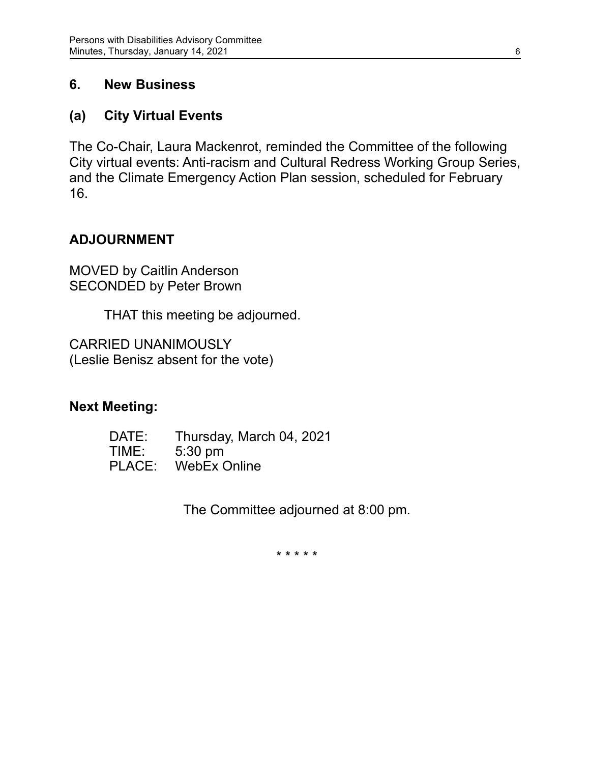## 6. New Business

### (a) City Virtual Events

The Co-Chair, Laura Mackenrot, reminded the Committee of the following City virtual events: Anti-racism and Cultural Redress Working Group Series, and the Climate Emergency Action Plan session, scheduled for February 16.

## ADJOURNMENT

MOVED by Caitlin Anderson
SECONDED by Peter Brown

THAT this meeting be adjourned.

CARRIED UNANIMOUSLY
(Leslie Benisz absent for the vote)

### Next Meeting:

DATE: Thursday, March 04, 2021
TIME: 5:30 pm
PLACE: WebEx Online

The Committee adjourned at 8:00 pm.

* * * * *